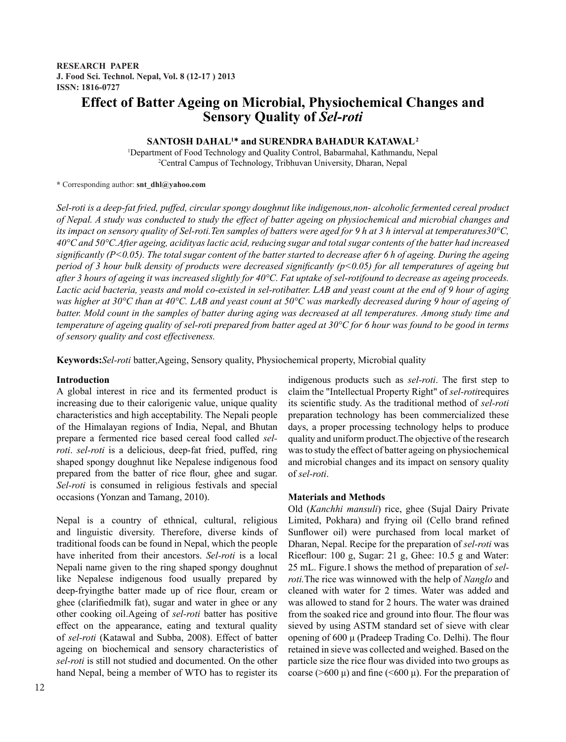**RESEARCH PAPER**
**J. Food Sci. Technol. Nepal, Vol. 8 (12-17 ) 2013**
**ISSN: 1816-0727**

# Effect of Batter Ageing on Microbial, Physiochemical Changes and Sensory Quality of *Sel-roti*

**SANTOSH DAHAL[1]\* and SURENDRA BAHADUR KATAWAL[2]**

[1]Department of Food Technology and Quality Control, Babarmahal, Kathmandu, Nepal
[2]Central Campus of Technology, Tribhuvan University, Dharan, Nepal

\* Corresponding author: **snt_dhl@yahoo.com**

*Sel-roti is a deep-fat fried, puffed, circular spongy doughnut like indigenous,non- alcoholic fermented cereal product of Nepal. A study was conducted to study the effect of batter ageing on physiochemical and microbial changes and its impact on sensory quality of Sel-roti.Ten samples of batters were aged for 9 h at 3 h interval at temperatures30°C, 40°C and 50°C.After ageing, acidityas lactic acid, reducing sugar and total sugar contents of the batter had increased significantly (P<0.05). The total sugar content of the batter started to decrease after 6 h of ageing. During the ageing period of 3 hour bulk density of products were decreased significantly (p<0.05) for all temperatures of ageing but after 3 hours of ageing it was increased slightly for 40°C. Fat uptake of sel-rotifound to decrease as ageing proceeds. Lactic acid bacteria, yeasts and mold co-existed in sel-rotibatter. LAB and yeast count at the end of 9 hour of aging was higher at 30°C than at 40°C. LAB and yeast count at 50°C was markedly decreased during 9 hour of ageing of batter. Mold count in the samples of batter during aging was decreased at all temperatures. Among study time and temperature of ageing quality of sel-roti prepared from batter aged at 30°C for 6 hour was found to be good in terms of sensory quality and cost effectiveness.*

**Keywords:***Sel-roti* batter,Ageing, Sensory quality, Physiochemical property, Microbial quality

## Introduction

A global interest in rice and its fermented product is increasing due to their calorigenic value, unique quality characteristics and high acceptability. The Nepali people of the Himalayan regions of India, Nepal, and Bhutan prepare a fermented rice based cereal food called *sel-roti*. *sel-roti* is a delicious, deep-fat fried, puffed, ring shaped spongy doughnut like Nepalese indigenous food prepared from the batter of rice flour, ghee and sugar. *Sel-roti* is consumed in religious festivals and special occasions (Yonzan and Tamang, 2010).

Nepal is a country of ethnical, cultural, religious and linguistic diversity. Therefore, diverse kinds of traditional foods can be found in Nepal, which the people have inherited from their ancestors. *Sel-roti* is a local Nepali name given to the ring shaped spongy doughnut like Nepalese indigenous food usually prepared by deep-fryingthe batter made up of rice flour, cream or ghee (clarifiedmilk fat), sugar and water in ghee or any other cooking oil.Ageing of *sel-roti* batter has positive effect on the appearance, eating and textural quality of *sel-roti* (Katawal and Subba, 2008). Effect of batter ageing on biochemical and sensory characteristics of *sel-roti* is still not studied and documented. On the other hand Nepal, being a member of WTO has to register its indigenous products such as *sel-roti*. The first step to claim the "Intellectual Property Right" of *sel-roti*requires its scientific study. As the traditional method of *sel-roti* preparation technology has been commercialized these days, a proper processing technology helps to produce quality and uniform product.The objective of the research was to study the effect of batter ageing on physiochemical and microbial changes and its impact on sensory quality of *sel-roti*.

## Materials and Methods

Old (*Kanchhi mansuli*) rice, ghee (Sujal Dairy Private Limited, Pokhara) and frying oil (Cello brand refined Sunflower oil) were purchased from local market of Dharan, Nepal. Recipe for the preparation of *sel-roti* was Riceflour: 100 g, Sugar: 21 g, Ghee: 10.5 g and Water: 25 mL. Figure.1 shows the method of preparation of *sel-roti.*The rice was winnowed with the help of *Nanglo* and cleaned with water for 2 times. Water was added and was allowed to stand for 2 hours. The water was drained from the soaked rice and ground into flour. The flour was sieved by using ASTM standard set of sieve with clear opening of 600 μ (Pradeep Trading Co. Delhi). The flour retained in sieve was collected and weighed. Based on the particle size the rice flour was divided into two groups as coarse (>600 μ) and fine (<600 μ). For the preparation of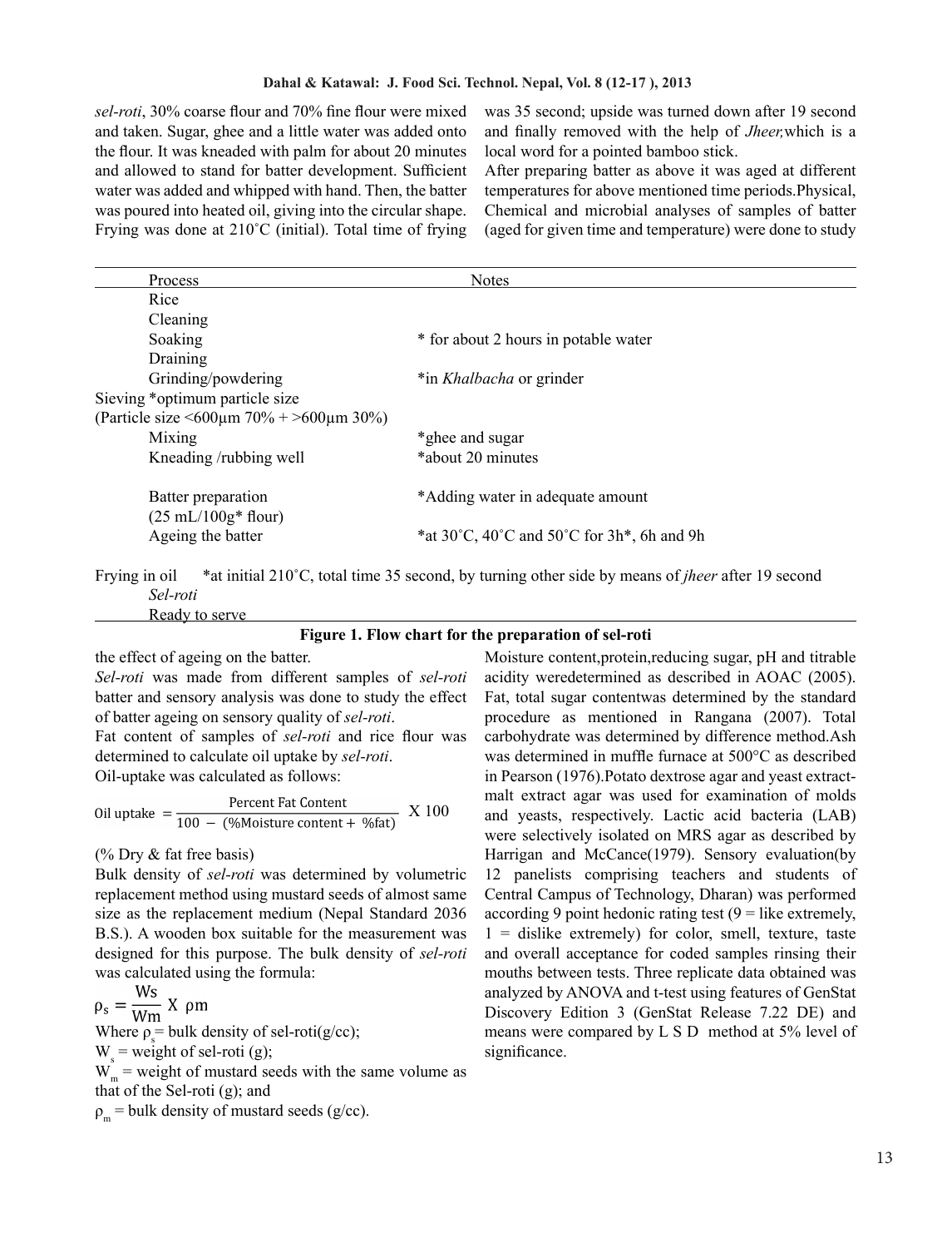*sel-roti*, 30% coarse flour and 70% fine flour were mixed and taken. Sugar, ghee and a little water was added onto the flour. It was kneaded with palm for about 20 minutes and allowed to stand for batter development. Sufficient water was added and whipped with hand. Then, the batter was poured into heated oil, giving into the circular shape. Frying was done at 210˚C (initial). Total time of frying was 35 second; upside was turned down after 19 second and finally removed with the help of *Jheer,*which is a local word for a pointed bamboo stick.

After preparing batter as above it was aged at different temperatures for above mentioned time periods.Physical, Chemical and microbial analyses of samples of batter (aged for given time and temperature) were done to study the effect of ageing on the batter.

| Process | Notes |
|---|---|
| Rice | |
| Cleaning | |
| Soaking | * for about 2 hours in potable water |
| Draining | |
| Grinding/powdering | *in *Khalbacha* or grinder |
| Sieving *optimum particle size (Particle size <600µm 70% + >600µm 30%) | |
| Mixing | *ghee and sugar |
| Kneading /rubbing well | *about 20 minutes |
| Batter preparation (25 mL/100g* flour) | *Adding water in adequate amount |
| Ageing the batter | *at 30˚C, 40˚C and 50˚C for 3h*, 6h and 9h |
| Frying in oil | *at initial 210˚C, total time 35 second, by turning other side by means of *jheer* after 19 second |
| *Sel-roti* | |
| Ready to serve | |

**Figure 1. Flow chart for the preparation of sel-roti**

*Sel-roti* was made from different samples of *sel-roti* batter and sensory analysis was done to study the effect of batter ageing on sensory quality of *sel-roti*.

Fat content of samples of *sel-roti* and rice flour was determined to calculate oil uptake by *sel-roti*.

Oil-uptake was calculated as follows:

$$\text{Oil uptake} = \frac{\text{Percent Fat Content}}{100 - (\text{\%Moisture content} + \text{\%fat})} \times 100$$

(% Dry & fat free basis)

Bulk density of *sel-roti* was determined by volumetric replacement method using mustard seeds of almost same size as the replacement medium (Nepal Standard 2036 B.S.). A wooden box suitable for the measurement was designed for this purpose. The bulk density of *sel-roti* was calculated using the formula:

$$\rho_s = \frac{W_s}{W_m} \times \rho_m$$

Where $\rho_s$ = bulk density of sel-roti(g/cc);
$W_s$ = weight of sel-roti (g);
$W_m$ = weight of mustard seeds with the same volume as that of the Sel-roti (g); and
$\rho_m$ = bulk density of mustard seeds (g/cc).

Moisture content,protein,reducing sugar, pH and titrable acidity weredetermined as described in AOAC (2005). Fat, total sugar contentwas determined by the standard procedure as mentioned in Rangana (2007). Total carbohydrate was determined by difference method.Ash was determined in muffle furnace at 500°C as described in Pearson (1976).Potato dextrose agar and yeast extract-malt extract agar was used for examination of molds and yeasts, respectively. Lactic acid bacteria (LAB) were selectively isolated on MRS agar as described by Harrigan and McCance(1979). Sensory evaluation(by 12 panelists comprising teachers and students of Central Campus of Technology, Dharan) was performed according 9 point hedonic rating test (9 = like extremely, 1 = dislike extremely) for color, smell, texture, taste and overall acceptance for coded samples rinsing their mouths between tests. Three replicate data obtained was analyzed by ANOVA and t-test using features of GenStat Discovery Edition 3 (GenStat Release 7.22 DE) and means were compared by L S D method at 5% level of significance.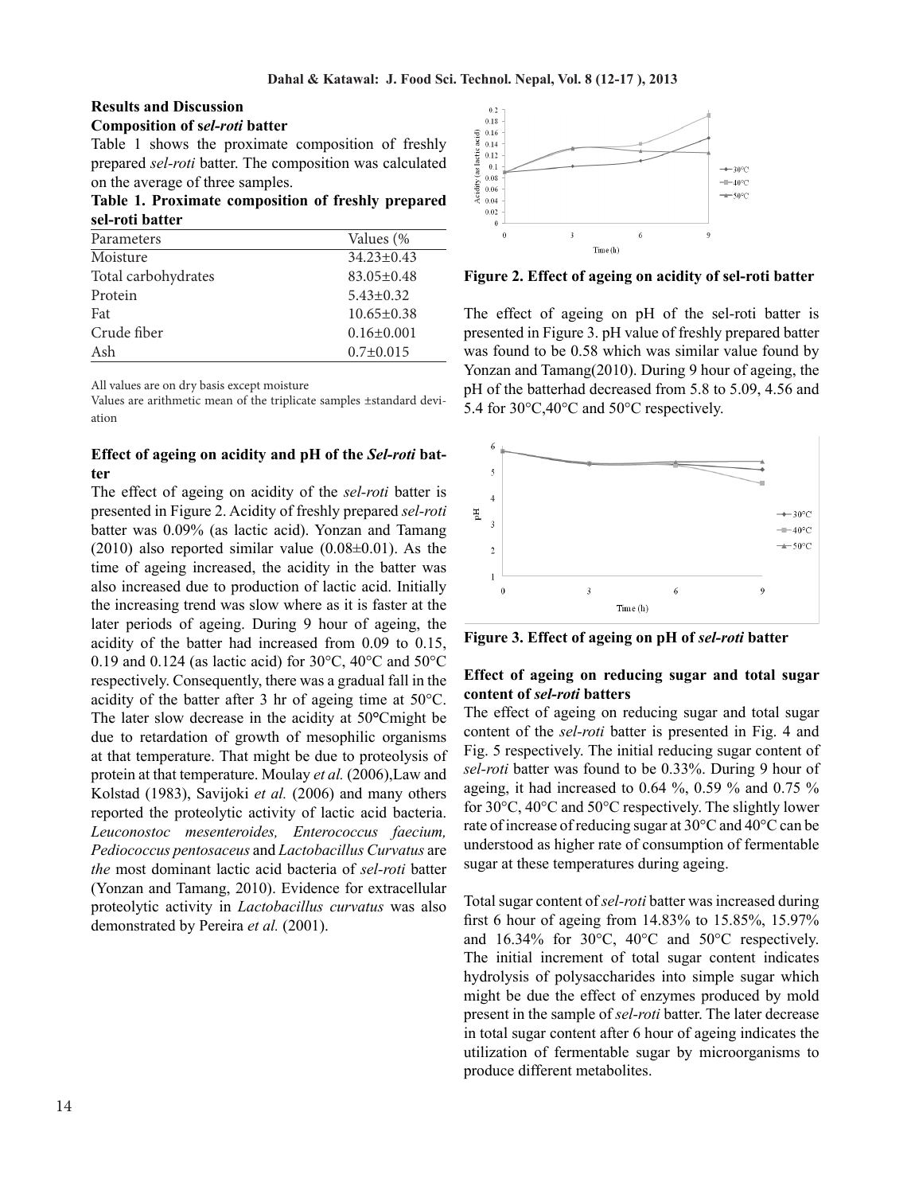## Results and Discussion

### Composition of s*el-roti* batter

Table 1 shows the proximate composition of freshly prepared *sel-roti* batter. The composition was calculated on the average of three samples.

**Table 1. Proximate composition of freshly prepared sel-roti batter**

| Parameters | Values (% |
|---|---|
| Moisture | 34.23±0.43 |
| Total carbohydrates | 83.05±0.48 |
| Protein | 5.43±0.32 |
| Fat | 10.65±0.38 |
| Crude fiber | 0.16±0.001 |
| Ash | 0.7±0.015 |

All values are on dry basis except moisture

Values are arithmetic mean of the triplicate samples ±standard deviation

### Effect of ageing on acidity and pH of the *Sel-roti* batter

The effect of ageing on acidity of the *sel-roti* batter is presented in Figure 2. Acidity of freshly prepared *sel-roti* batter was 0.09% (as lactic acid). Yonzan and Tamang (2010) also reported similar value (0.08±0.01). As the time of ageing increased, the acidity in the batter was also increased due to production of lactic acid. Initially the increasing trend was slow where as it is faster at the later periods of ageing. During 9 hour of ageing, the acidity of the batter had increased from 0.09 to 0.15, 0.19 and 0.124 (as lactic acid) for 30°C, 40°C and 50°C respectively. Consequently, there was a gradual fall in the acidity of the batter after 3 hr of ageing time at 50°C. The later slow decrease in the acidity at 50°Cmight be due to retardation of growth of mesophilic organisms at that temperature. That might be due to proteolysis of protein at that temperature. Moulay *et al.* (2006),Law and Kolstad (1983), Savijoki *et al.* (2006) and many others reported the proteolytic activity of lactic acid bacteria. *Leuconostoc mesenteroides, Enterococcus faecium, Pediococcus pentosaceus* and *Lactobacillus Curvatus* are *the* most dominant lactic acid bacteria of *sel-roti* batter (Yonzan and Tamang, 2010). Evidence for extracellular proteolytic activity in *Lactobacillus curvatus* was also demonstrated by Pereira *et al.* (2001).

**Figure 2. Effect of ageing on acidity of sel-roti batter**

The effect of ageing on pH of the sel-roti batter is presented in Figure 3. pH value of freshly prepared batter was found to be 0.58 which was similar value found by Yonzan and Tamang(2010). During 9 hour of ageing, the pH of the batterhad decreased from 5.8 to 5.09, 4.56 and 5.4 for 30°C,40°C and 50°C respectively.

**Figure 3. Effect of ageing on pH of *sel-roti* batter**

### Effect of ageing on reducing sugar and total sugar content of *sel-roti* batters

The effect of ageing on reducing sugar and total sugar content of the *sel-roti* batter is presented in Fig. 4 and Fig. 5 respectively. The initial reducing sugar content of *sel-roti* batter was found to be 0.33%. During 9 hour of ageing, it had increased to 0.64 %, 0.59 % and 0.75 % for 30°C, 40°C and 50°C respectively. The slightly lower rate of increase of reducing sugar at 30°C and 40°C can be understood as higher rate of consumption of fermentable sugar at these temperatures during ageing.

Total sugar content of *sel-roti* batter was increased during first 6 hour of ageing from 14.83% to 15.85%, 15.97% and 16.34% for 30°C, 40°C and 50°C respectively. The initial increment of total sugar content indicates hydrolysis of polysaccharides into simple sugar which might be due the effect of enzymes produced by mold present in the sample of *sel-roti* batter. The later decrease in total sugar content after 6 hour of ageing indicates the utilization of fermentable sugar by microorganisms to produce different metabolites.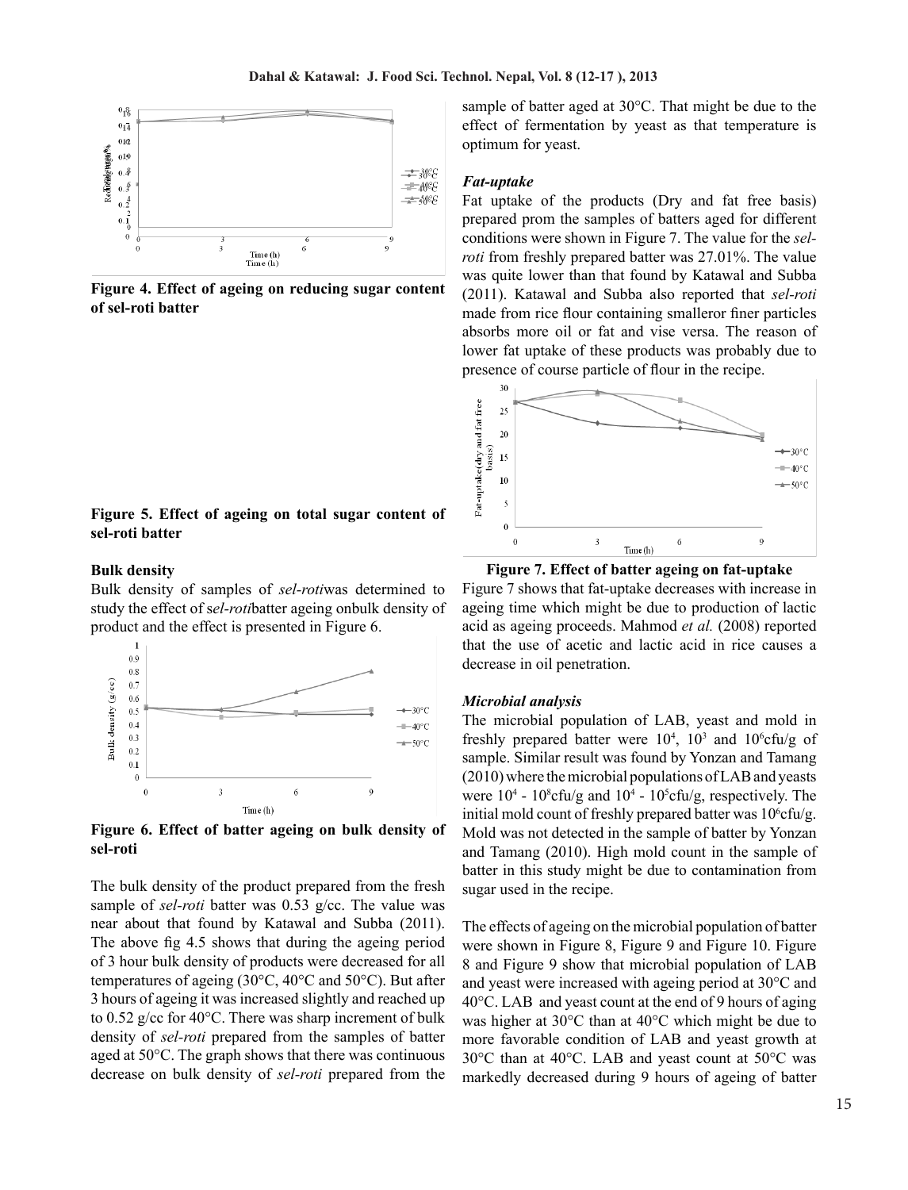Figure 4. Effect of ageing on reducing sugar content of sel-roti batter

**Figure 5. Effect of ageing on total sugar content of sel-roti batter**

**Bulk density**

Bulk density of samples of *sel-roti*was determined to study the effect of s*el-roti*batter ageing onbulk density of product and the effect is presented in Figure 6.

**Figure 6. Effect of batter ageing on bulk density of sel-roti**

The bulk density of the product prepared from the fresh sample of *sel-roti* batter was 0.53 g/cc. The value was near about that found by Katawal and Subba (2011). The above fig 4.5 shows that during the ageing period of 3 hour bulk density of products were decreased for all temperatures of ageing (30°C, 40°C and 50°C). But after 3 hours of ageing it was increased slightly and reached up to 0.52 g/cc for 40°C. There was sharp increment of bulk density of *sel-roti* prepared from the samples of batter aged at 50°C. The graph shows that there was continuous decrease on bulk density of *sel-roti* prepared from the sample of batter aged at 30°C. That might be due to the effect of fermentation by yeast as that temperature is optimum for yeast.

***Fat-uptake***

Fat uptake of the products (Dry and fat free basis) prepared prom the samples of batters aged for different conditions were shown in Figure 7. The value for the *sel-roti* from freshly prepared batter was 27.01%. The value was quite lower than that found by Katawal and Subba (2011). Katawal and Subba also reported that *sel-roti* made from rice flour containing smalleror finer particles absorbs more oil or fat and vise versa. The reason of lower fat uptake of these products was probably due to presence of course particle of flour in the recipe.

**Figure 7. Effect of batter ageing on fat-uptake**

Figure 7 shows that fat-uptake decreases with increase in ageing time which might be due to production of lactic acid as ageing proceeds. Mahmod *et al.* (2008) reported that the use of acetic and lactic acid in rice causes a decrease in oil penetration.

***Microbial analysis***

The microbial population of LAB, yeast and mold in freshly prepared batter were $10^4$, $10^3$ and $10^6$cfu/g of sample. Similar result was found by Yonzan and Tamang (2010) where the microbial populations of LAB and yeasts were $10^4$ - $10^8$cfu/g and $10^4$ - $10^5$cfu/g, respectively. The initial mold count of freshly prepared batter was $10^6$cfu/g. Mold was not detected in the sample of batter by Yonzan and Tamang (2010). High mold count in the sample of batter in this study might be due to contamination from sugar used in the recipe.

The effects of ageing on the microbial population of batter were shown in Figure 8, Figure 9 and Figure 10. Figure 8 and Figure 9 show that microbial population of LAB and yeast were increased with ageing period at 30°C and 40°C. LAB and yeast count at the end of 9 hours of aging was higher at 30°C than at 40°C which might be due to more favorable condition of LAB and yeast growth at 30°C than at 40°C. LAB and yeast count at 50°C was markedly decreased during 9 hours of ageing of batter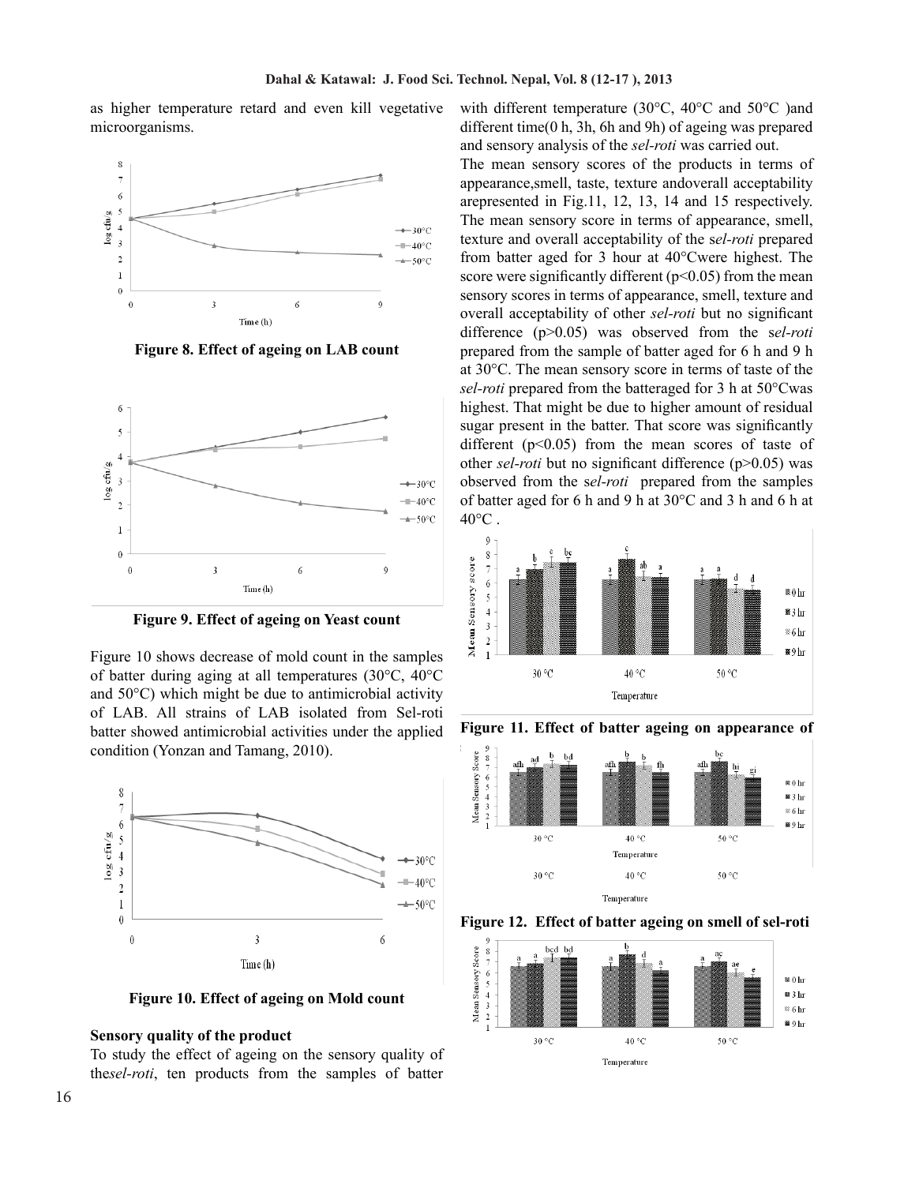as higher temperature retard and even kill vegetative microorganisms.

Figure 8. Effect of ageing on LAB count

Figure 9. Effect of ageing on Yeast count

Figure 10 shows decrease of mold count in the samples of batter during aging at all temperatures (30°C, 40°C and 50°C) which might be due to antimicrobial activity of LAB. All strains of LAB isolated from Sel-roti batter showed antimicrobial activities under the applied condition (Yonzan and Tamang, 2010).

Figure 10. Effect of ageing on Mold count

**Sensory quality of the product**

To study the effect of ageing on the sensory quality of the*sel-roti*, ten products from the samples of batter with different temperature (30°C, 40°C and 50°C )and different time(0 h, 3h, 6h and 9h) of ageing was prepared and sensory analysis of the *sel-roti* was carried out.

The mean sensory scores of the products in terms of appearance,smell, taste, texture andoverall acceptability arerepresented in Fig.11, 12, 13, 14 and 15 respectively. The mean sensory score in terms of appearance, smell, texture and overall acceptability of the s*el-roti* prepared from batter aged for 3 hour at 40°Cwere highest. The score were significantly different ($p<0.05$) from the mean sensory scores in terms of appearance, smell, texture and overall acceptability of other *sel-roti* but no significant difference ($p>0.05$) was observed from the s*el-roti* prepared from the sample of batter aged for 6 h and 9 h at 30°C. The mean sensory score in terms of taste of the *sel-roti* prepared from the batteraged for 3 h at 50°Cwas highest. That might be due to higher amount of residual sugar present in the batter. That score was significantly different ($p<0.05$) from the mean scores of taste of other *sel-roti* but no significant difference ($p>0.05$) was observed from the s*el-roti* prepared from the samples of batter aged for 6 h and 9 h at 30°C and 3 h and 6 h at 40°C .

Figure 11. Effect of batter ageing on appearance of

Figure 12. Effect of batter ageing on smell of sel-roti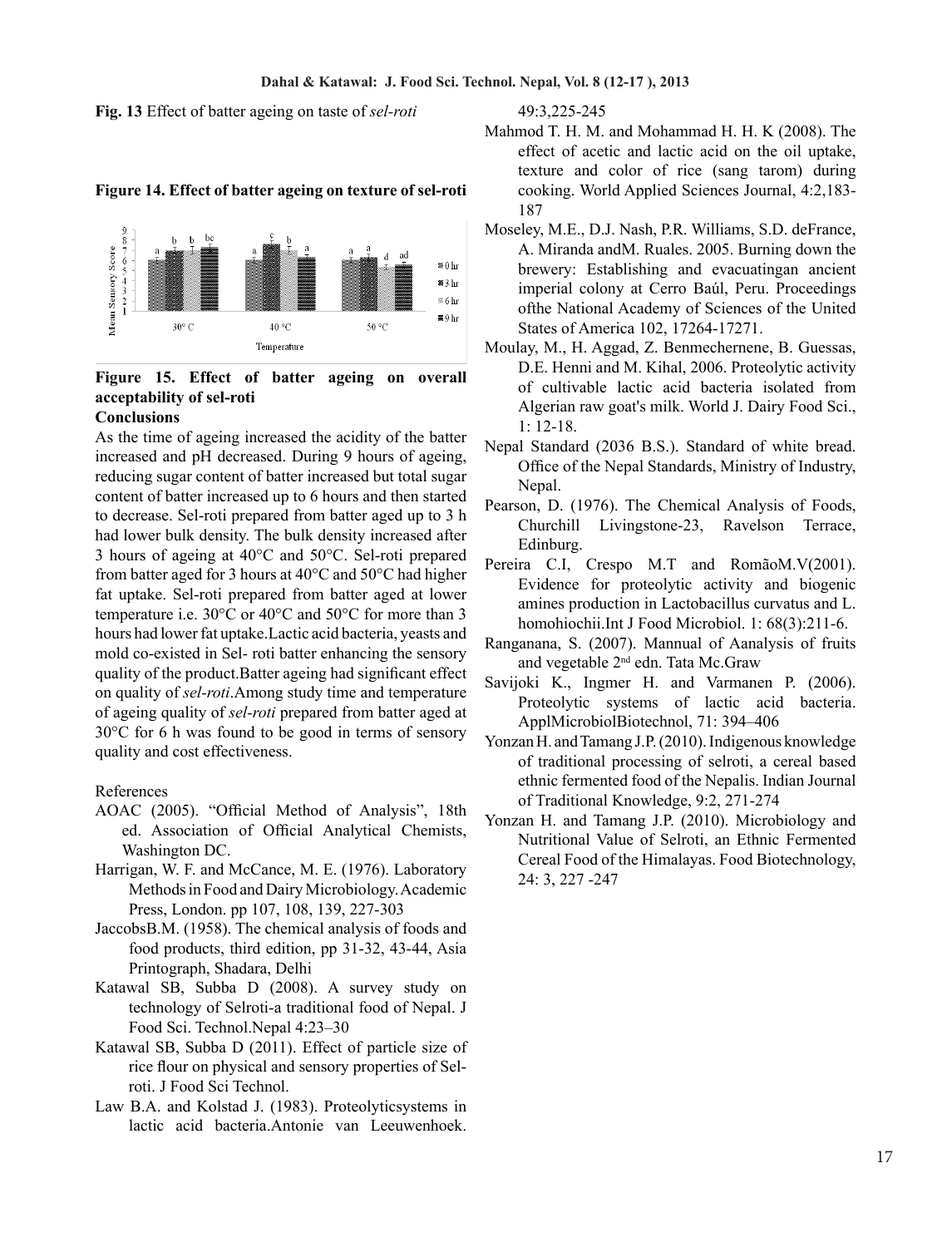**Fig. 13** Effect of batter ageing on taste of *sel-roti*

**Figure 14. Effect of batter ageing on texture of sel-roti**

Mean Sensory Score
9
8
7
6
5
4
3
2
1
a b b bc a c b a a a d ad
30° C
40 °C
50 °C
Temperature
0 hr
3 hr
6 hr
9 hr

**Figure 15. Effect of batter ageing on overall acceptability of sel-roti**

**Conclusions**

As the time of ageing increased the acidity of the batter increased and pH decreased. During 9 hours of ageing, reducing sugar content of batter increased but total sugar content of batter increased up to 6 hours and then started to decrease. Sel-roti prepared from batter aged up to 3 h had lower bulk density. The bulk density increased after 3 hours of ageing at 40°C and 50°C. Sel-roti prepared from batter aged for 3 hours at 40°C and 50°C had higher fat uptake. Sel-roti prepared from batter aged at lower temperature i.e. 30°C or 40°C and 50°C for more than 3 hours had lower fat uptake.Lactic acid bacteria, yeasts and mold co-existed in Sel- roti batter enhancing the sensory quality of the product.Batter ageing had significant effect on quality of *sel-roti*.Among study time and temperature of ageing quality of *sel-roti* prepared from batter aged at 30°C for 6 h was found to be good in terms of sensory quality and cost effectiveness.

References

AOAC (2005). "Official Method of Analysis", 18th ed. Association of Official Analytical Chemists, Washington DC.

Harrigan, W. F. and McCance, M. E. (1976). Laboratory Methods in Food and Dairy Microbiology. Academic Press, London. pp 107, 108, 139, 227-303

JaccobsB.M. (1958). The chemical analysis of foods and food products, third edition, pp 31-32, 43-44, Asia Printograph, Shadara, Delhi

Katawal SB, Subba D (2008). A survey study on technology of Selroti-a traditional food of Nepal. J Food Sci. Technol.Nepal 4:23–30

Katawal SB, Subba D (2011). Effect of particle size of rice flour on physical and sensory properties of Sel-roti. J Food Sci Technol.

Law B.A. and Kolstad J. (1983). Proteolyticsystems in lactic acid bacteria.Antonie van Leeuwenhoek. 49:3,225-245

Mahmod T. H. M. and Mohammad H. H. K (2008). The effect of acetic and lactic acid on the oil uptake, texture and color of rice (sang tarom) during cooking. World Applied Sciences Journal, 4:2,183-187

Moseley, M.E., D.J. Nash, P.R. Williams, S.D. deFrance, A. Miranda andM. Ruales. 2005. Burning down the brewery: Establishing and evacuatingan ancient imperial colony at Cerro Baúl, Peru. Proceedings ofthe National Academy of Sciences of the United States of America 102, 17264-17271.

Moulay, M., H. Aggad, Z. Benmechernene, B. Guessas, D.E. Henni and M. Kihal, 2006. Proteolytic activity of cultivable lactic acid bacteria isolated from Algerian raw goat's milk. World J. Dairy Food Sci., 1: 12-18.

Nepal Standard (2036 B.S.). Standard of white bread. Office of the Nepal Standards, Ministry of Industry, Nepal.

Pearson, D. (1976). The Chemical Analysis of Foods, Churchill Livingstone-23, Ravelson Terrace, Edinburg.

Pereira C.I, Crespo M.T and RomãoM.V(2001). Evidence for proteolytic activity and biogenic amines production in Lactobacillus curvatus and L. homohiochii.Int J Food Microbiol. 1: 68(3):211-6.

Ranganana, S. (2007). Mannual of Aanalysis of fruits and vegetable 2nd edn. Tata Mc.Graw

Savijoki K., Ingmer H. and Varmanen P. (2006). Proteolytic systems of lactic acid bacteria. ApplMicrobiolBiotechnol, 71: 394–406

Yonzan H. and Tamang J.P. (2010). Indigenous knowledge of traditional processing of selroti, a cereal based ethnic fermented food of the Nepalis. Indian Journal of Traditional Knowledge, 9:2, 271-274

Yonzan H. and Tamang J.P. (2010). Microbiology and Nutritional Value of Selroti, an Ethnic Fermented Cereal Food of the Himalayas. Food Biotechnology, 24: 3, 227 -247